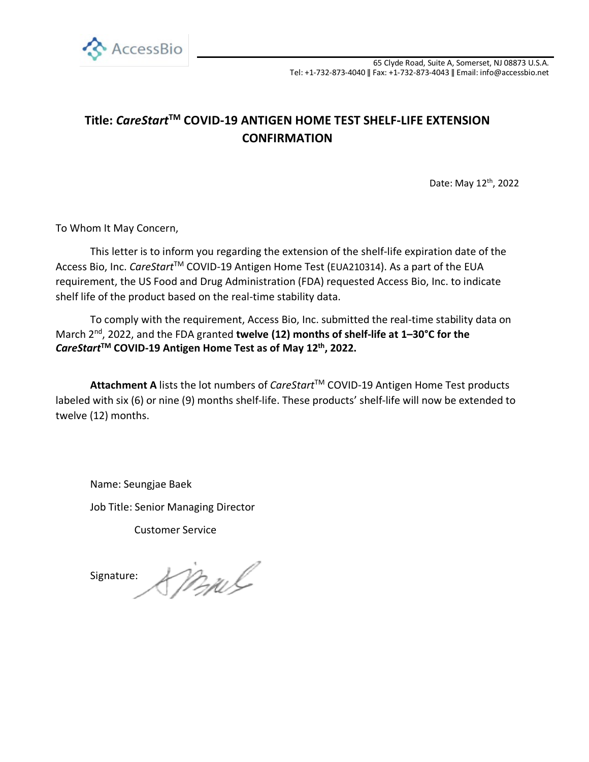AccessBio

65 Clyde Road, Suite A, Somerset, NJ 08873 U.S.A.
Tel: +1-732-873-4040 ‖ Fax: +1-732-873-4043 ‖ Email: info@accessbio.net

# Title: *CareStart*™ COVID-19 ANTIGEN HOME TEST SHELF-LIFE EXTENSION CONFIRMATION

Date: May 12th, 2022

To Whom It May Concern,

This letter is to inform you regarding the extension of the shelf-life expiration date of the Access Bio, Inc. *CareStart*™ COVID-19 Antigen Home Test (EUA210314). As a part of the EUA requirement, the US Food and Drug Administration (FDA) requested Access Bio, Inc. to indicate shelf life of the product based on the real-time stability data.

To comply with the requirement, Access Bio, Inc. submitted the real-time stability data on March 2nd, 2022, and the FDA granted **twelve (12) months of shelf-life at 1–30°C for the *CareStart*™ COVID-19 Antigen Home Test as of May 12th, 2022.**

**Attachment A** lists the lot numbers of *CareStart*™ COVID-19 Antigen Home Test products labeled with six (6) or nine (9) months shelf-life. These products' shelf-life will now be extended to twelve (12) months.

Name: Seungjae Baek

Job Title: Senior Managing Director

Customer Service

Signature: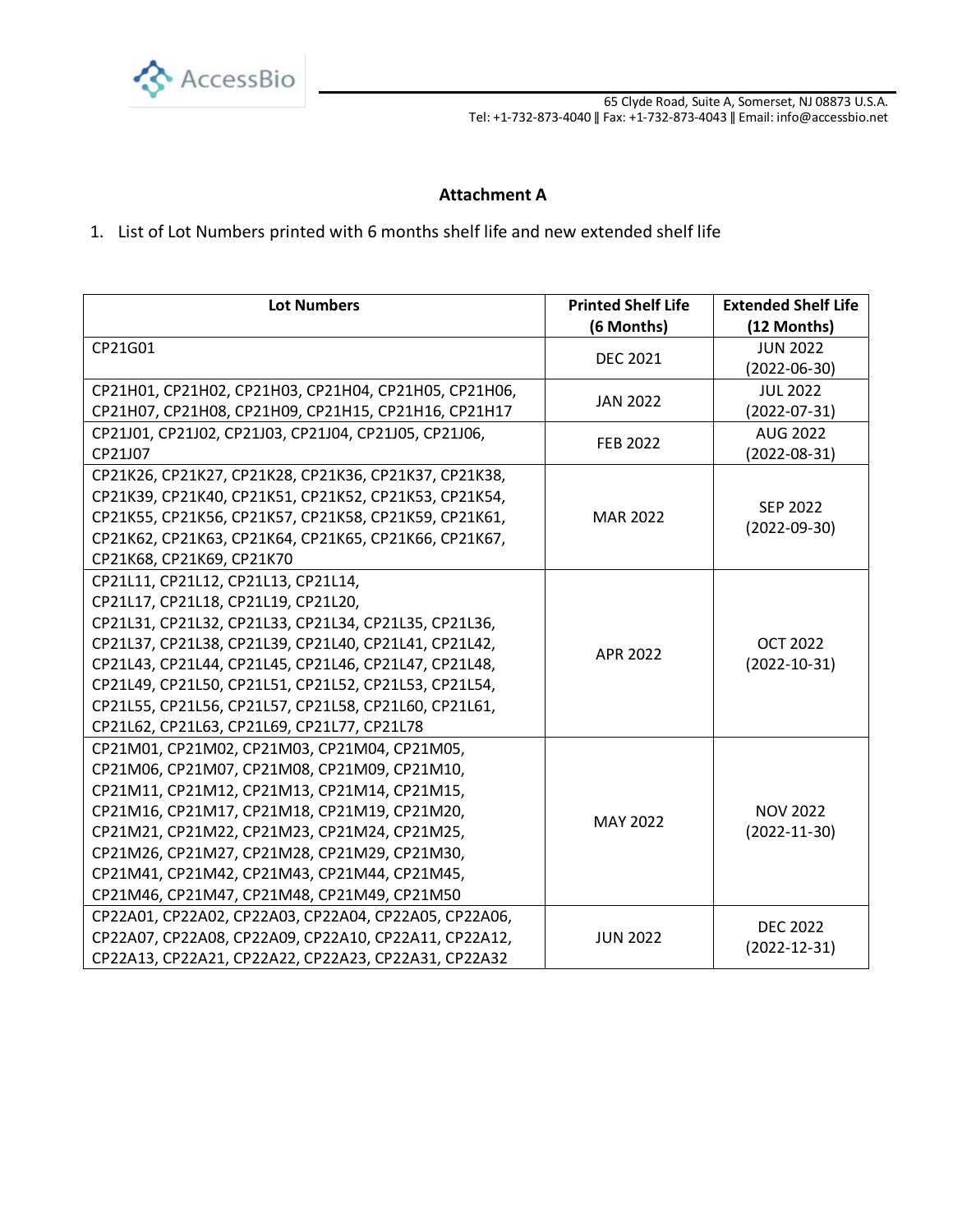## Attachment A

1. List of Lot Numbers printed with 6 months shelf life and new extended shelf life

| Lot Numbers | Printed Shelf Life (6 Months) | Extended Shelf Life (12 Months) |
|---|---|---|
| CP21G01 | DEC 2021 | JUN 2022 (2022-06-30) |
| CP21H01, CP21H02, CP21H03, CP21H04, CP21H05, CP21H06, CP21H07, CP21H08, CP21H09, CP21H15, CP21H16, CP21H17 | JAN 2022 | JUL 2022 (2022-07-31) |
| CP21J01, CP21J02, CP21J03, CP21J04, CP21J05, CP21J06, CP21J07 | FEB 2022 | AUG 2022 (2022-08-31) |
| CP21K26, CP21K27, CP21K28, CP21K36, CP21K37, CP21K38, CP21K39, CP21K40, CP21K51, CP21K52, CP21K53, CP21K54, CP21K55, CP21K56, CP21K57, CP21K58, CP21K59, CP21K61, CP21K62, CP21K63, CP21K64, CP21K65, CP21K66, CP21K67, CP21K68, CP21K69, CP21K70 | MAR 2022 | SEP 2022 (2022-09-30) |
| CP21L11, CP21L12, CP21L13, CP21L14, CP21L17, CP21L18, CP21L19, CP21L20, CP21L31, CP21L32, CP21L33, CP21L34, CP21L35, CP21L36, CP21L37, CP21L38, CP21L39, CP21L40, CP21L41, CP21L42, CP21L43, CP21L44, CP21L45, CP21L46, CP21L47, CP21L48, CP21L49, CP21L50, CP21L51, CP21L52, CP21L53, CP21L54, CP21L55, CP21L56, CP21L57, CP21L58, CP21L60, CP21L61, CP21L62, CP21L63, CP21L69, CP21L77, CP21L78 | APR 2022 | OCT 2022 (2022-10-31) |
| CP21M01, CP21M02, CP21M03, CP21M04, CP21M05, CP21M06, CP21M07, CP21M08, CP21M09, CP21M10, CP21M11, CP21M12, CP21M13, CP21M14, CP21M15, CP21M16, CP21M17, CP21M18, CP21M19, CP21M20, CP21M21, CP21M22, CP21M23, CP21M24, CP21M25, CP21M26, CP21M27, CP21M28, CP21M29, CP21M30, CP21M41, CP21M42, CP21M43, CP21M44, CP21M45, CP21M46, CP21M47, CP21M48, CP21M49, CP21M50 | MAY 2022 | NOV 2022 (2022-11-30) |
| CP22A01, CP22A02, CP22A03, CP22A04, CP22A05, CP22A06, CP22A07, CP22A08, CP22A09, CP22A10, CP22A11, CP22A12, CP22A13, CP22A21, CP22A22, CP22A23, CP22A31, CP22A32 | JUN 2022 | DEC 2022 (2022-12-31) |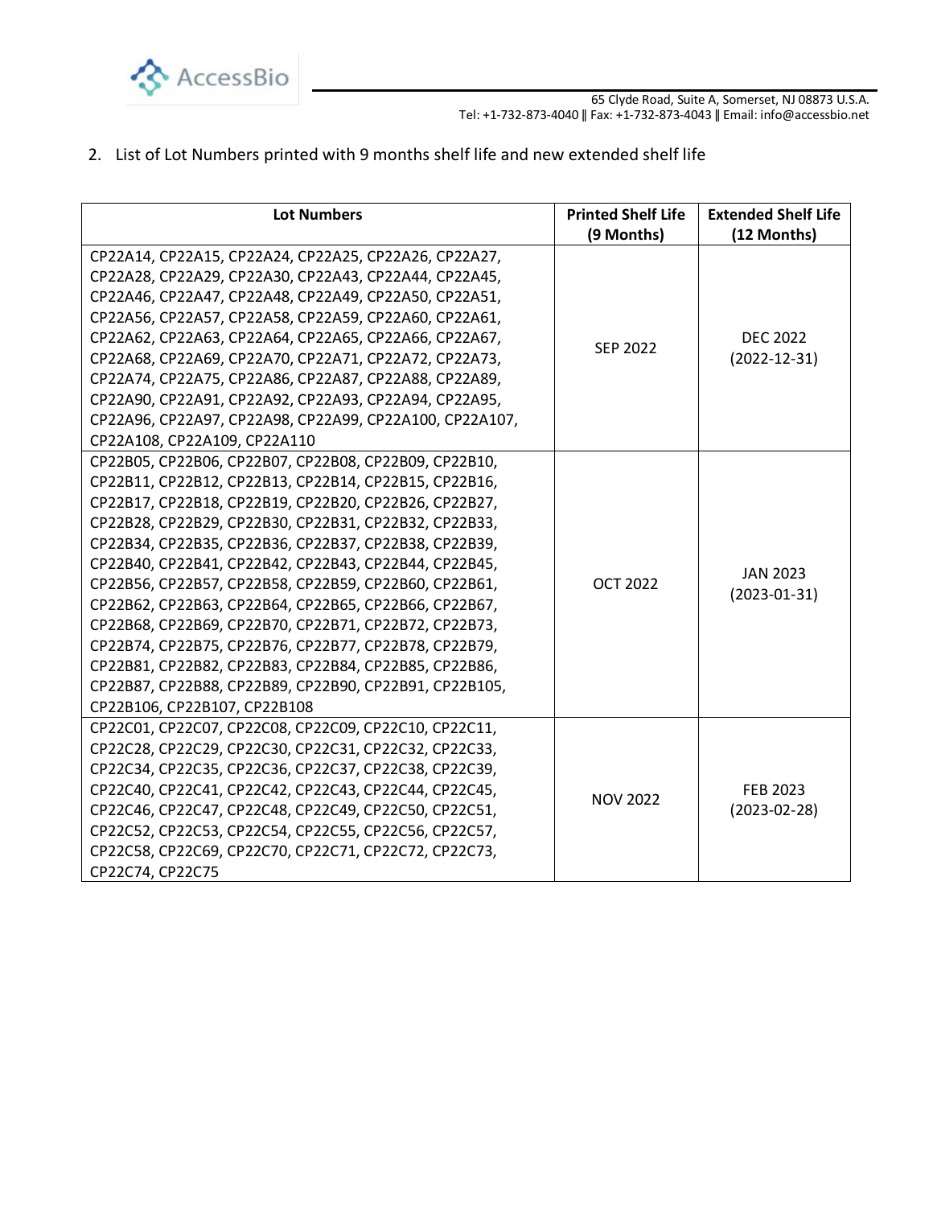2. List of Lot Numbers printed with 9 months shelf life and new extended shelf life

| Lot Numbers | Printed Shelf Life (9 Months) | Extended Shelf Life (12 Months) |
|---|---|---|
| CP22A14, CP22A15, CP22A24, CP22A25, CP22A26, CP22A27, CP22A28, CP22A29, CP22A30, CP22A43, CP22A44, CP22A45, CP22A46, CP22A47, CP22A48, CP22A49, CP22A50, CP22A51, CP22A56, CP22A57, CP22A58, CP22A59, CP22A60, CP22A61, CP22A62, CP22A63, CP22A64, CP22A65, CP22A66, CP22A67, CP22A68, CP22A69, CP22A70, CP22A71, CP22A72, CP22A73, CP22A74, CP22A75, CP22A86, CP22A87, CP22A88, CP22A89, CP22A90, CP22A91, CP22A92, CP22A93, CP22A94, CP22A95, CP22A96, CP22A97, CP22A98, CP22A99, CP22A100, CP22A107, CP22A108, CP22A109, CP22A110 | SEP 2022 | DEC 2022 (2022-12-31) |
| CP22B05, CP22B06, CP22B07, CP22B08, CP22B09, CP22B10, CP22B11, CP22B12, CP22B13, CP22B14, CP22B15, CP22B16, CP22B17, CP22B18, CP22B19, CP22B20, CP22B26, CP22B27, CP22B28, CP22B29, CP22B30, CP22B31, CP22B32, CP22B33, CP22B34, CP22B35, CP22B36, CP22B37, CP22B38, CP22B39, CP22B40, CP22B41, CP22B42, CP22B43, CP22B44, CP22B45, CP22B56, CP22B57, CP22B58, CP22B59, CP22B60, CP22B61, CP22B62, CP22B63, CP22B64, CP22B65, CP22B66, CP22B67, CP22B68, CP22B69, CP22B70, CP22B71, CP22B72, CP22B73, CP22B74, CP22B75, CP22B76, CP22B77, CP22B78, CP22B79, CP22B81, CP22B82, CP22B83, CP22B84, CP22B85, CP22B86, CP22B87, CP22B88, CP22B89, CP22B90, CP22B91, CP22B105, CP22B106, CP22B107, CP22B108 | OCT 2022 | JAN 2023 (2023-01-31) |
| CP22C01, CP22C07, CP22C08, CP22C09, CP22C10, CP22C11, CP22C28, CP22C29, CP22C30, CP22C31, CP22C32, CP22C33, CP22C34, CP22C35, CP22C36, CP22C37, CP22C38, CP22C39, CP22C40, CP22C41, CP22C42, CP22C43, CP22C44, CP22C45, CP22C46, CP22C47, CP22C48, CP22C49, CP22C50, CP22C51, CP22C52, CP22C53, CP22C54, CP22C55, CP22C56, CP22C57, CP22C58, CP22C69, CP22C70, CP22C71, CP22C72, CP22C73, CP22C74, CP22C75 | NOV 2022 | FEB 2023 (2023-02-28) |